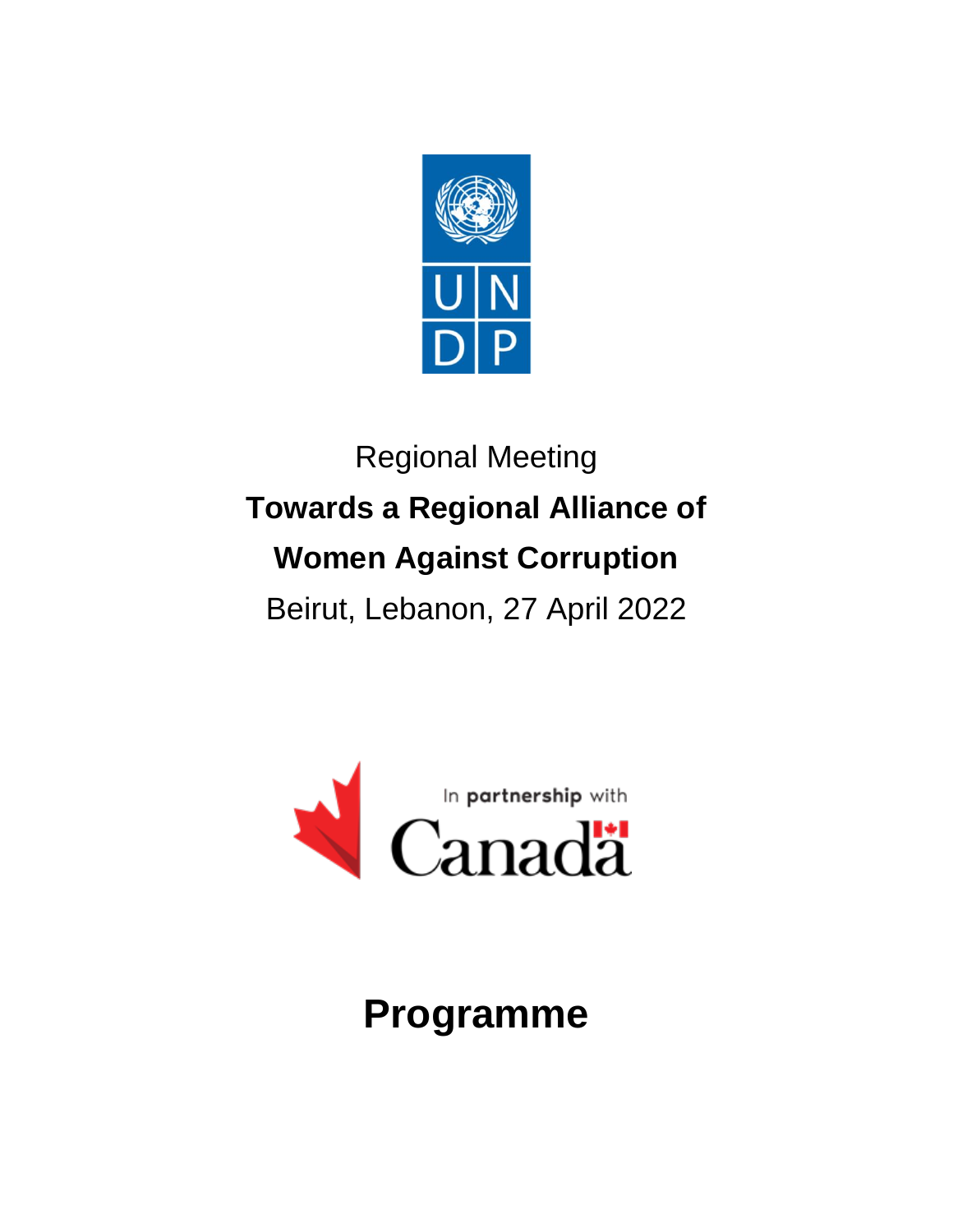Regional Meeting

# Towards a Regional Alliance of Women Against Corruption

Beirut, Lebanon, 27 April 2022

In partnership with Canada

# Programme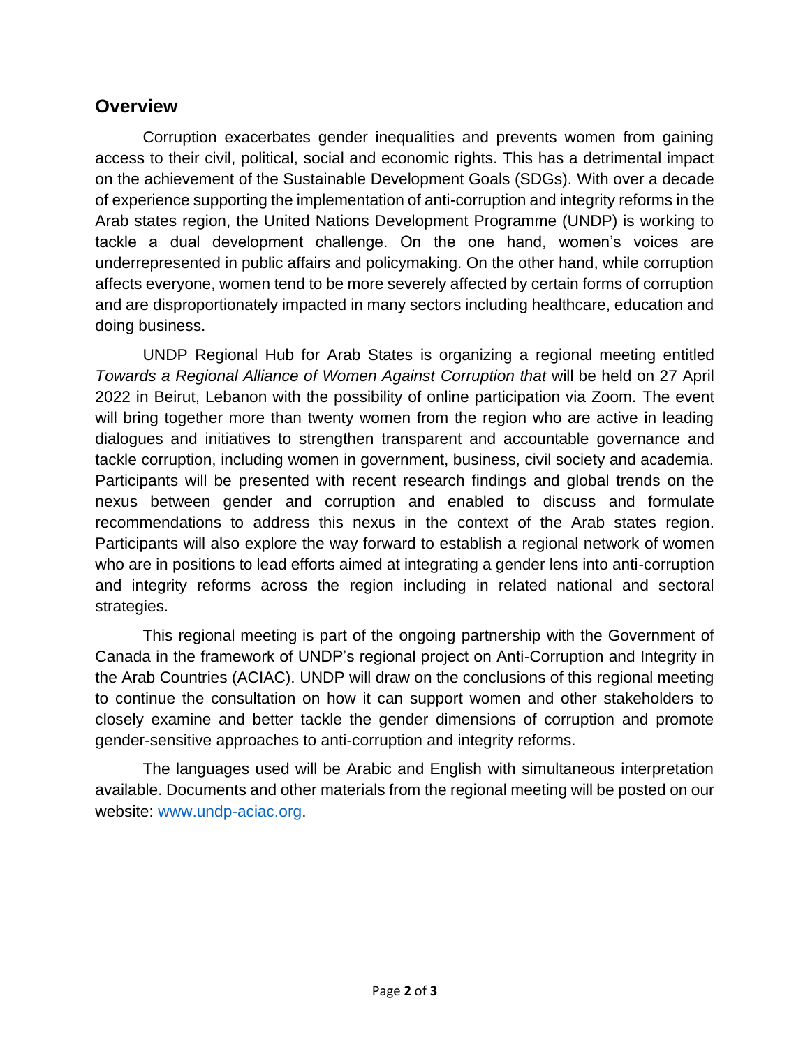## Overview

Corruption exacerbates gender inequalities and prevents women from gaining access to their civil, political, social and economic rights. This has a detrimental impact on the achievement of the Sustainable Development Goals (SDGs). With over a decade of experience supporting the implementation of anti-corruption and integrity reforms in the Arab states region, the United Nations Development Programme (UNDP) is working to tackle a dual development challenge. On the one hand, women's voices are underrepresented in public affairs and policymaking. On the other hand, while corruption affects everyone, women tend to be more severely affected by certain forms of corruption and are disproportionately impacted in many sectors including healthcare, education and doing business.

UNDP Regional Hub for Arab States is organizing a regional meeting entitled *Towards a Regional Alliance of Women Against Corruption that* will be held on 27 April 2022 in Beirut, Lebanon with the possibility of online participation via Zoom. The event will bring together more than twenty women from the region who are active in leading dialogues and initiatives to strengthen transparent and accountable governance and tackle corruption, including women in government, business, civil society and academia. Participants will be presented with recent research findings and global trends on the nexus between gender and corruption and enabled to discuss and formulate recommendations to address this nexus in the context of the Arab states region. Participants will also explore the way forward to establish a regional network of women who are in positions to lead efforts aimed at integrating a gender lens into anti-corruption and integrity reforms across the region including in related national and sectoral strategies.

This regional meeting is part of the ongoing partnership with the Government of Canada in the framework of UNDP's regional project on Anti-Corruption and Integrity in the Arab Countries (ACIAC). UNDP will draw on the conclusions of this regional meeting to continue the consultation on how it can support women and other stakeholders to closely examine and better tackle the gender dimensions of corruption and promote gender-sensitive approaches to anti-corruption and integrity reforms.

The languages used will be Arabic and English with simultaneous interpretation available. Documents and other materials from the regional meeting will be posted on our website: [www.undp-aciac.org](http://www.undp-aciac.org).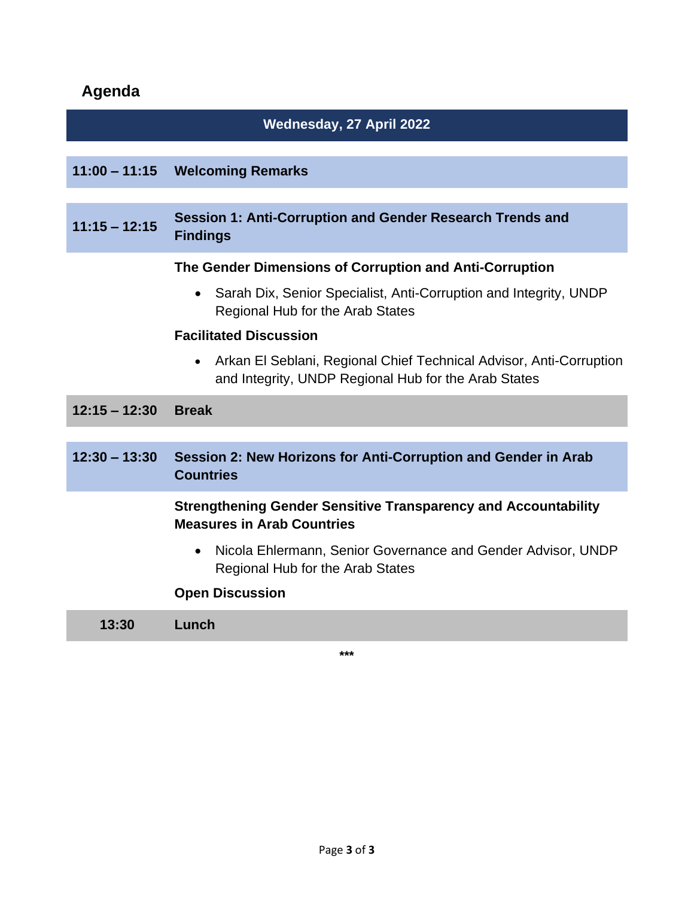## Agenda

### Wednesday, 27 April 2022

**11:00 – 11:15** **Welcoming Remarks**

**11:15 – 12:15** **Session 1: Anti-Corruption and Gender Research Trends and Findings**

**The Gender Dimensions of Corruption and Anti-Corruption**

- Sarah Dix, Senior Specialist, Anti-Corruption and Integrity, UNDP Regional Hub for the Arab States

**Facilitated Discussion**

- Arkan El Seblani, Regional Chief Technical Advisor, Anti-Corruption and Integrity, UNDP Regional Hub for the Arab States

**12:15 – 12:30** **Break**

**12:30 – 13:30** **Session 2: New Horizons for Anti-Corruption and Gender in Arab Countries**

**Strengthening Gender Sensitive Transparency and Accountability Measures in Arab Countries**

- Nicola Ehlermann, Senior Governance and Gender Advisor, UNDP Regional Hub for the Arab States

**Open Discussion**

**13:30** **Lunch**

***